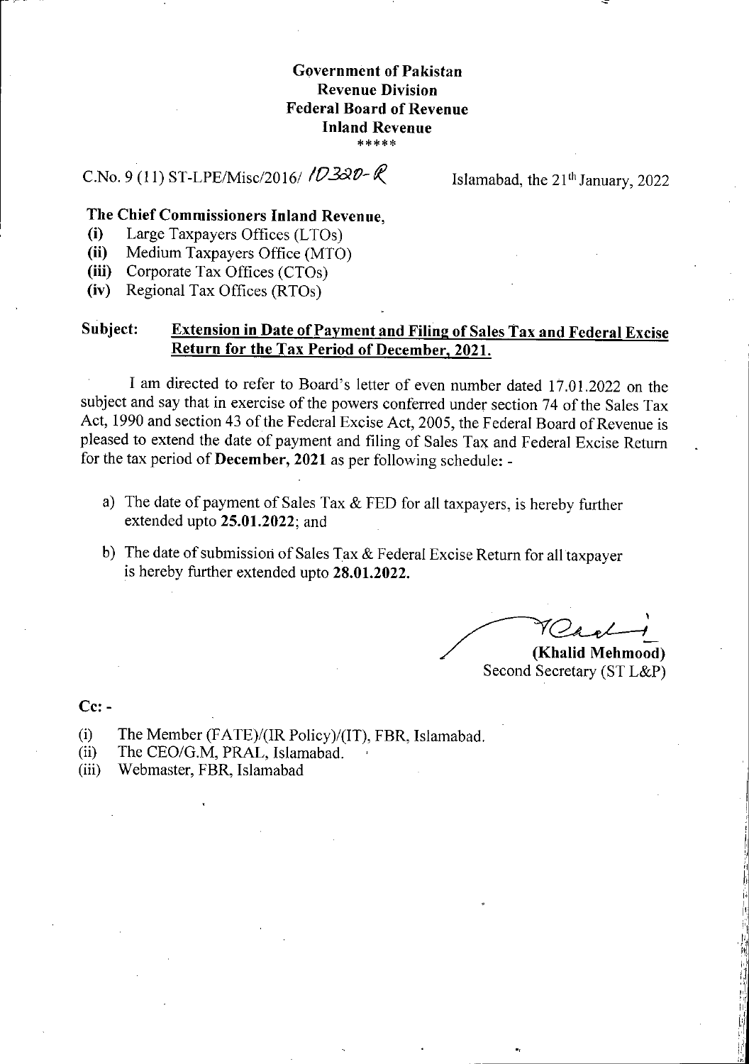**Government of Pakistan**
**Revenue Division**
**Federal Board of Revenue**
**Inland Revenue**
\*\*\*\*\*

C.No. 9 (11) ST-LPE/Misc/2016/ 10320-R

Islamabad, the 21th January, 2022

**The Chief Commissioners Inland Revenue,**

- **(i)** Large Taxpayers Offices (LTOs)
- **(ii)** Medium Taxpayers Office (MTO)
- **(iii)** Corporate Tax Offices (CTOs)
- **(iv)** Regional Tax Offices (RTOs)

**Subject: Extension in Date of Payment and Filing of Sales Tax and Federal Excise Return for the Tax Period of December, 2021.**

I am directed to refer to Board's letter of even number dated 17.01.2022 on the subject and say that in exercise of the powers conferred under section 74 of the Sales Tax Act, 1990 and section 43 of the Federal Excise Act, 2005, the Federal Board of Revenue is pleased to extend the date of payment and filing of Sales Tax and Federal Excise Return for the tax period of **December, 2021** as per following schedule: -

a) The date of payment of Sales Tax & FED for all taxpayers, is hereby further extended upto **25.01.2022**; and

b) The date of submission of Sales Tax & Federal Excise Return for all taxpayer is hereby further extended upto **28.01.2022.**

**(Khalid Mehmood)**
Second Secretary (ST L&P)

**Cc: -**

- (i) The Member (FATE)/(IR Policy)/(IT), FBR, Islamabad.
- (ii) The CEO/G.M, PRAL, Islamabad.
- (iii) Webmaster, FBR, Islamabad